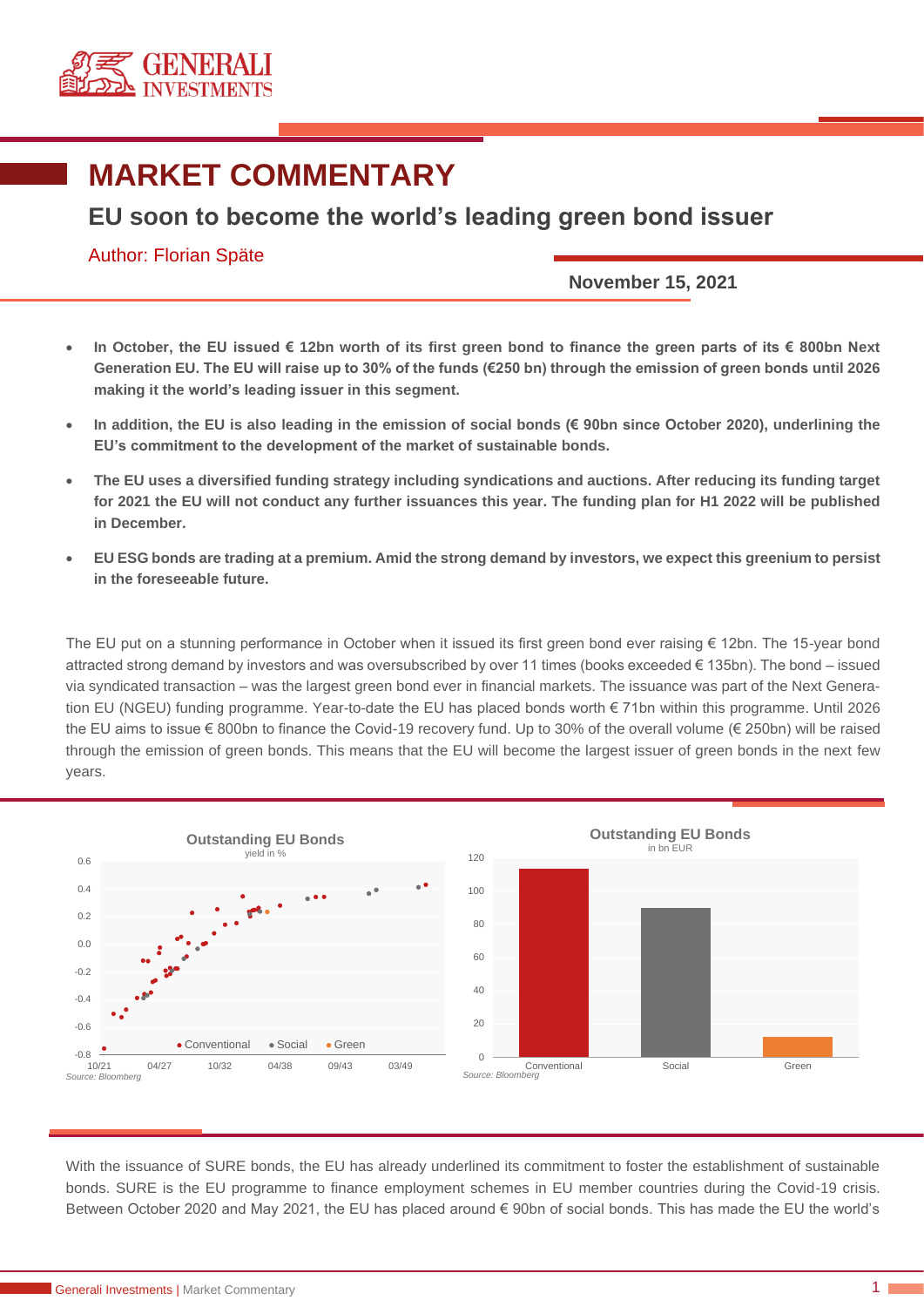# MARKET COMMENTARY

## EU soon to become the world's leading green bond issuer

Author: Florian Späte

**November 15, 2021**

- **In October, the EU issued € 12bn worth of its first green bond to finance the green parts of its € 800bn Next Generation EU. The EU will raise up to 30% of the funds (€250 bn) through the emission of green bonds until 2026 making it the world's leading issuer in this segment.**
- **In addition, the EU is also leading in the emission of social bonds (€ 90bn since October 2020), underlining the EU's commitment to the development of the market of sustainable bonds.**
- **The EU uses a diversified funding strategy including syndications and auctions. After reducing its funding target for 2021 the EU will not conduct any further issuances this year. The funding plan for H1 2022 will be published in December.**
- **EU ESG bonds are trading at a premium. Amid the strong demand by investors, we expect this greenium to persist in the foreseeable future.**

The EU put on a stunning performance in October when it issued its first green bond ever raising € 12bn. The 15-year bond attracted strong demand by investors and was oversubscribed by over 11 times (books exceeded € 135bn). The bond – issued via syndicated transaction – was the largest green bond ever in financial markets. The issuance was part of the Next Generation EU (NGEU) funding programme. Year-to-date the EU has placed bonds worth € 71bn within this programme. Until 2026 the EU aims to issue € 800bn to finance the Covid-19 recovery fund. Up to 30% of the overall volume (€ 250bn) will be raised through the emission of green bonds. This means that the EU will become the largest issuer of green bonds in the next few years.

**Outstanding EU Bonds** (yield in %)

*Source: Bloomberg*

**Outstanding EU Bonds** (in bn EUR)

*Source: Bloomberg*

With the issuance of SURE bonds, the EU has already underlined its commitment to foster the establishment of sustainable bonds. SURE is the EU programme to finance employment schemes in EU member countries during the Covid-19 crisis. Between October 2020 and May 2021, the EU has placed around € 90bn of social bonds. This has made the EU the world's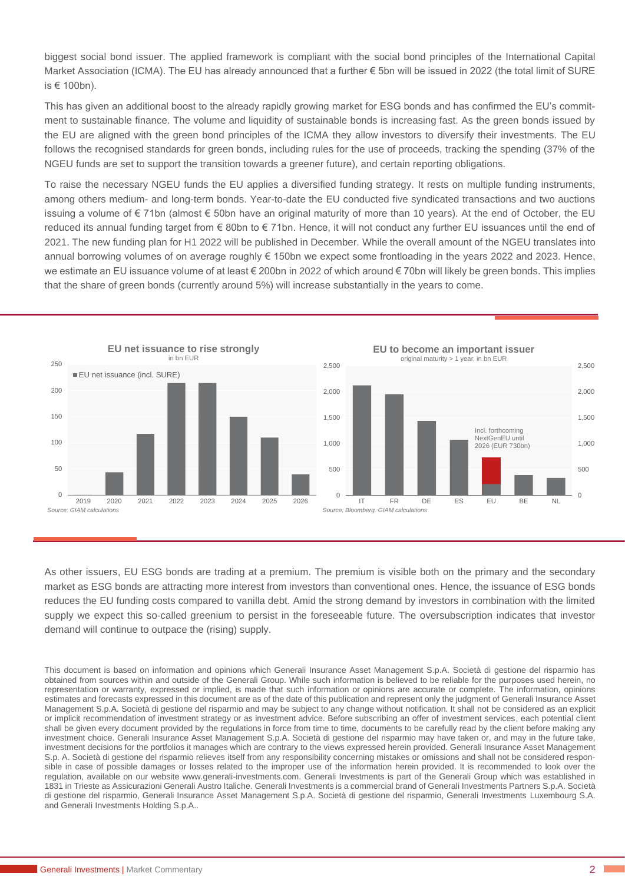biggest social bond issuer. The applied framework is compliant with the social bond principles of the International Capital Market Association (ICMA). The EU has already announced that a further € 5bn will be issued in 2022 (the total limit of SURE is € 100bn).

This has given an additional boost to the already rapidly growing market for ESG bonds and has confirmed the EU's commitment to sustainable finance. The volume and liquidity of sustainable bonds is increasing fast. As the green bonds issued by the EU are aligned with the green bond principles of the ICMA they allow investors to diversify their investments. The EU follows the recognised standards for green bonds, including rules for the use of proceeds, tracking the spending (37% of the NGEU funds are set to support the transition towards a greener future), and certain reporting obligations.

To raise the necessary NGEU funds the EU applies a diversified funding strategy. It rests on multiple funding instruments, among others medium- and long-term bonds. Year-to-date the EU conducted five syndicated transactions and two auctions issuing a volume of € 71bn (almost € 50bn have an original maturity of more than 10 years). At the end of October, the EU reduced its annual funding target from € 80bn to € 71bn. Hence, it will not conduct any further EU issuances until the end of 2021. The new funding plan for H1 2022 will be published in December. While the overall amount of the NGEU translates into annual borrowing volumes of on average roughly € 150bn we expect some frontloading in the years 2022 and 2023. Hence, we estimate an EU issuance volume of at least € 200bn in 2022 of which around € 70bn will likely be green bonds. This implies that the share of green bonds (currently around 5%) will increase substantially in the years to come.

**EU net issuance to rise strongly**
in bn EUR

EU net issuance (incl. SURE)

0, 50, 100, 150, 200, 250

2019, 2020, 2021, 2022, 2023, 2024, 2025, 2026

*Source: GIAM calculations*

**EU to become an important issuer**
original maturity > 1 year, in bn EUR

0, 500, 1,000, 1,500, 2,000, 2,500

IT, FR, DE, ES, EU, BE, NL

Incl. forthcoming NextGenEU until 2026 (EUR 730bn)

*Source: Bloomberg, GIAM calculations*

As other issuers, EU ESG bonds are trading at a premium. The premium is visible both on the primary and the secondary market as ESG bonds are attracting more interest from investors than conventional ones. Hence, the issuance of ESG bonds reduces the EU funding costs compared to vanilla debt. Amid the strong demand by investors in combination with the limited supply we expect this so-called greenium to persist in the foreseeable future. The oversubscription indicates that investor demand will continue to outpace the (rising) supply.

This document is based on information and opinions which Generali Insurance Asset Management S.p.A. Società di gestione del risparmio has obtained from sources within and outside of the Generali Group. While such information is believed to be reliable for the purposes used herein, no representation or warranty, expressed or implied, is made that such information or opinions are accurate or complete. The information, opinions estimates and forecasts expressed in this document are as of the date of this publication and represent only the judgment of Generali Insurance Asset Management S.p.A. Società di gestione del risparmio and may be subject to any change without notification. It shall not be considered as an explicit or implicit recommendation of investment strategy or as investment advice. Before subscribing an offer of investment services, each potential client shall be given every document provided by the regulations in force from time to time, documents to be carefully read by the client before making any investment choice. Generali Insurance Asset Management S.p.A. Società di gestione del risparmio may have taken or, and may in the future take, investment decisions for the portfolios it manages which are contrary to the views expressed herein provided. Generali Insurance Asset Management S.p. A. Società di gestione del risparmio relieves itself from any responsibility concerning mistakes or omissions and shall not be considered responsible in case of possible damages or losses related to the improper use of the information herein provided. It is recommended to look over the regulation, available on our website www.generali-investments.com. Generali Investments is part of the Generali Group which was established in 1831 in Trieste as Assicurazioni Generali Austro Italiche. Generali Investments is a commercial brand of Generali Investments Partners S.p.A. Società di gestione del risparmio, Generali Insurance Asset Management S.p.A. Società di gestione del risparmio, Generali Investments Luxembourg S.A. and Generali Investments Holding S.p.A..